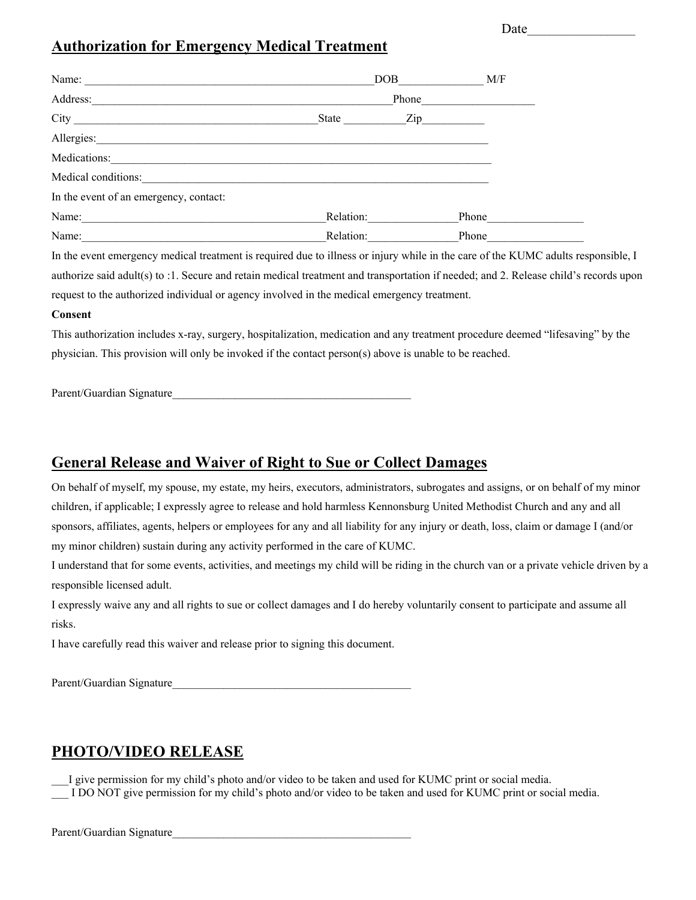Date________________

## Authorization for Emergency Medical Treatment

Name: ___________________________________________________DOB______________ M/F

Address:_______________________________________________________Phone___________________

City __________________________________________State __________Zip__________

Allergies:_________________________________________________________________________

Medications:_______________________________________________________________________

Medical conditions:_________________________________________________________________

In the event of an emergency, contact:

Name:___________________________________________Relation:_______________Phone_________________

Name:___________________________________________Relation:_______________Phone_________________

In the event emergency medical treatment is required due to illness or injury while in the care of the KUMC adults responsible, I authorize said adult(s) to :1. Secure and retain medical treatment and transportation if needed; and 2. Release child's records upon request to the authorized individual or agency involved in the medical emergency treatment.

**Consent**

This authorization includes x-ray, surgery, hospitalization, medication and any treatment procedure deemed "lifesaving" by the physician. This provision will only be invoked if the contact person(s) above is unable to be reached.

Parent/Guardian Signature__________________________________________

## General Release and Waiver of Right to Sue or Collect Damages

On behalf of myself, my spouse, my estate, my heirs, executors, administrators, subrogates and assigns, or on behalf of my minor children, if applicable; I expressly agree to release and hold harmless Kennonsburg United Methodist Church and any and all sponsors, affiliates, agents, helpers or employees for any and all liability for any injury or death, loss, claim or damage I (and/or my minor children) sustain during any activity performed in the care of KUMC.

I understand that for some events, activities, and meetings my child will be riding in the church van or a private vehicle driven by a responsible licensed adult.

I expressly waive any and all rights to sue or collect damages and I do hereby voluntarily consent to participate and assume all risks.

I have carefully read this waiver and release prior to signing this document.

Parent/Guardian Signature__________________________________________

## PHOTO/VIDEO RELEASE

___I give permission for my child's photo and/or video to be taken and used for KUMC print or social media.

___ I DO NOT give permission for my child's photo and/or video to be taken and used for KUMC print or social media.

Parent/Guardian Signature__________________________________________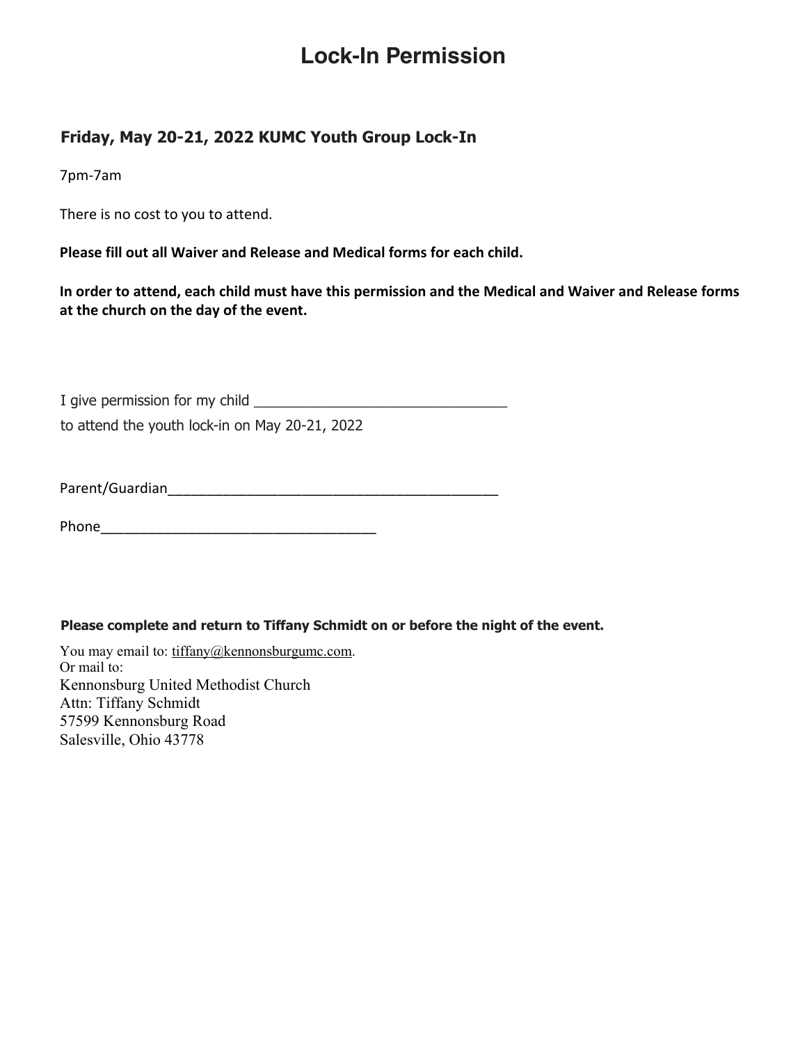# Lock-In Permission

## Friday, May 20-21, 2022 KUMC Youth Group Lock-In

7pm-7am

There is no cost to you to attend.

**Please fill out all Waiver and Release and Medical forms for each child.**

**In order to attend, each child must have this permission and the Medical and Waiver and Release forms at the church on the day of the event.**

I give permission for my child ________________________________
to attend the youth lock-in on May 20-21, 2022

Parent/Guardian__________________________________________

Phone____________________________________

**Please complete and return to Tiffany Schmidt on or before the night of the event.**

You may email to: tiffany@kennonsburgumc.com.
Or mail to:
Kennonsburg United Methodist Church
Attn: Tiffany Schmidt
57599 Kennonsburg Road
Salesville, Ohio 43778